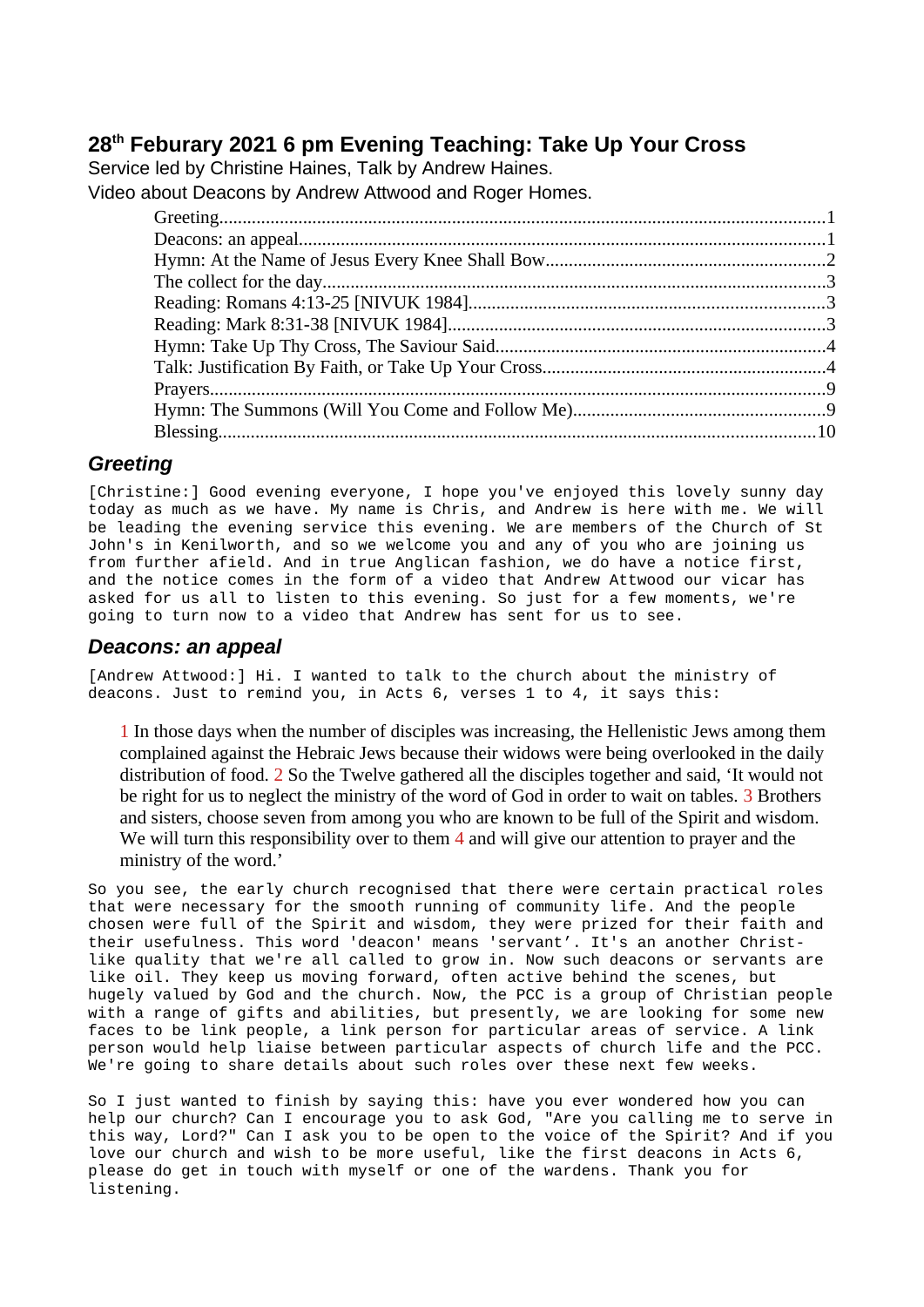# 28th Feburary 2021 6 pm Evening Teaching: Take Up Your Cross

Service led by Christine Haines, Talk by Andrew Haines.

Video about Deacons by Andrew Attwood and Roger Homes.

- Greeting.....1
- Deacons: an appeal.....1
- Hymn: At the Name of Jesus Every Knee Shall Bow.....2
- The collect for the day.....3
- Reading: Romans 4:13-25 [NIVUK 1984].....3
- Reading: Mark 8:31-38 [NIVUK 1984].....3
- Hymn: Take Up Thy Cross, The Saviour Said.....4
- Talk: Justification By Faith, or Take Up Your Cross.....4
- Prayers.....9
- Hymn: The Summons (Will You Come and Follow Me).....9
- Blessing.....10

## *Greeting*

[Christine:] Good evening everyone, I hope you've enjoyed this lovely sunny day today as much as we have. My name is Chris, and Andrew is here with me. We will be leading the evening service this evening. We are members of the Church of St John's in Kenilworth, and so we welcome you and any of you who are joining us from further afield. And in true Anglican fashion, we do have a notice first, and the notice comes in the form of a video that Andrew Attwood our vicar has asked for us all to listen to this evening. So just for a few moments, we're going to turn now to a video that Andrew has sent for us to see.

## *Deacons: an appeal*

[Andrew Attwood:] Hi. I wanted to talk to the church about the ministry of deacons. Just to remind you, in Acts 6, verses 1 to 4, it says this:

> 1 In those days when the number of disciples was increasing, the Hellenistic Jews among them complained against the Hebraic Jews because their widows were being overlooked in the daily distribution of food. 2 So the Twelve gathered all the disciples together and said, 'It would not be right for us to neglect the ministry of the word of God in order to wait on tables. 3 Brothers and sisters, choose seven from among you who are known to be full of the Spirit and wisdom. We will turn this responsibility over to them 4 and will give our attention to prayer and the ministry of the word.'

So you see, the early church recognised that there were certain practical roles that were necessary for the smooth running of community life. And the people chosen were full of the Spirit and wisdom, they were prized for their faith and their usefulness. This word 'deacon' means 'servant'. It's an another Christ-like quality that we're all called to grow in. Now such deacons or servants are like oil. They keep us moving forward, often active behind the scenes, but hugely valued by God and the church. Now, the PCC is a group of Christian people with a range of gifts and abilities, but presently, we are looking for some new faces to be link people, a link person for particular areas of service. A link person would help liaise between particular aspects of church life and the PCC. We're going to share details about such roles over these next few weeks.

So I just wanted to finish by saying this: have you ever wondered how you can help our church? Can I encourage you to ask God, "Are you calling me to serve in this way, Lord?" Can I ask you to be open to the voice of the Spirit? And if you love our church and wish to be more useful, like the first deacons in Acts 6, please do get in touch with myself or one of the wardens. Thank you for listening.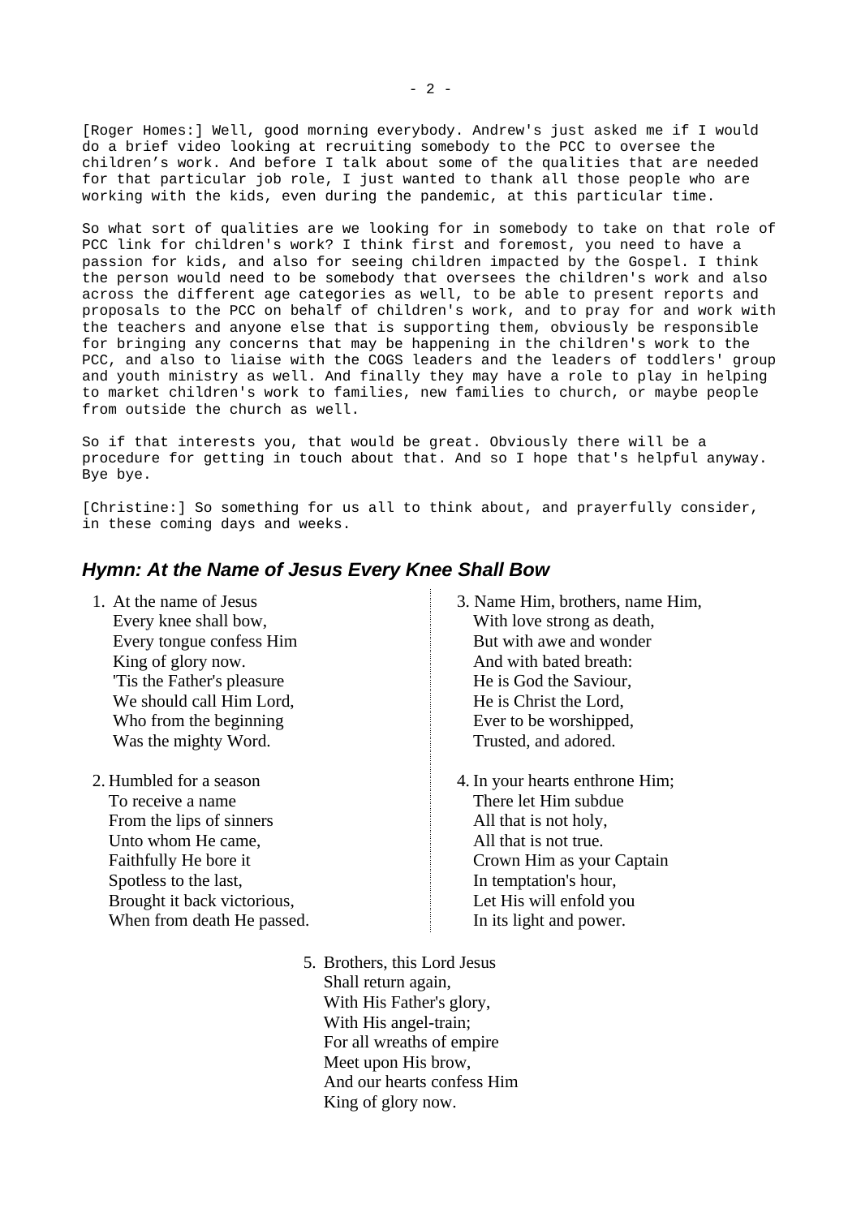[Roger Homes:] Well, good morning everybody. Andrew's just asked me if I would do a brief video looking at recruiting somebody to the PCC to oversee the children's work. And before I talk about some of the qualities that are needed for that particular job role, I just wanted to thank all those people who are working with the kids, even during the pandemic, at this particular time.

So what sort of qualities are we looking for in somebody to take on that role of PCC link for children's work? I think first and foremost, you need to have a passion for kids, and also for seeing children impacted by the Gospel. I think the person would need to be somebody that oversees the children's work and also across the different age categories as well, to be able to present reports and proposals to the PCC on behalf of children's work, and to pray for and work with the teachers and anyone else that is supporting them, obviously be responsible for bringing any concerns that may be happening in the children's work to the PCC, and also to liaise with the COGS leaders and the leaders of toddlers' group and youth ministry as well. And finally they may have a role to play in helping to market children's work to families, new families to church, or maybe people from outside the church as well.

So if that interests you, that would be great. Obviously there will be a procedure for getting in touch about that. And so I hope that's helpful anyway. Bye bye.

[Christine:] So something for us all to think about, and prayerfully consider, in these coming days and weeks.

## *Hymn: At the Name of Jesus Every Knee Shall Bow*

1. At the name of Jesus  
Every knee shall bow,  
Every tongue confess Him  
King of glory now.  
'Tis the Father's pleasure  
We should call Him Lord,  
Who from the beginning  
Was the mighty Word.

2. Humbled for a season  
To receive a name  
From the lips of sinners  
Unto whom He came,  
Faithfully He bore it  
Spotless to the last,  
Brought it back victorious,  
When from death He passed.

3. Name Him, brothers, name Him,  
With love strong as death,  
But with awe and wonder  
And with bated breath:  
He is God the Saviour,  
He is Christ the Lord,  
Ever to be worshipped,  
Trusted, and adored.

4. In your hearts enthrone Him;  
There let Him subdue  
All that is not holy,  
All that is not true.  
Crown Him as your Captain  
In temptation's hour,  
Let His will enfold you  
In its light and power.

5. Brothers, this Lord Jesus  
Shall return again,  
With His Father's glory,  
With His angel-train;  
For all wreaths of empire  
Meet upon His brow,  
And our hearts confess Him  
King of glory now.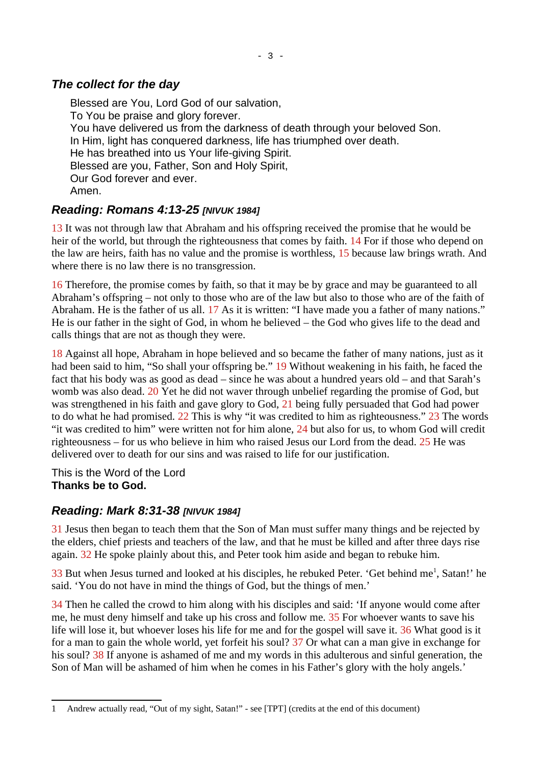### *The collect for the day*

Blessed are You, Lord God of our salvation,
To You be praise and glory forever.
You have delivered us from the darkness of death through your beloved Son.
In Him, light has conquered darkness, life has triumphed over death.
He has breathed into us Your life-giving Spirit.
Blessed are you, Father, Son and Holy Spirit,
Our God forever and ever.
Amen.

### *Reading: Romans 4:13-25 [NIVUK 1984]*

13 It was not through law that Abraham and his offspring received the promise that he would be heir of the world, but through the righteousness that comes by faith. 14 For if those who depend on the law are heirs, faith has no value and the promise is worthless, 15 because law brings wrath. And where there is no law there is no transgression.

16 Therefore, the promise comes by faith, so that it may be by grace and may be guaranteed to all Abraham's offspring – not only to those who are of the law but also to those who are of the faith of Abraham. He is the father of us all. 17 As it is written: "I have made you a father of many nations." He is our father in the sight of God, in whom he believed – the God who gives life to the dead and calls things that are not as though they were.

18 Against all hope, Abraham in hope believed and so became the father of many nations, just as it had been said to him, "So shall your offspring be." 19 Without weakening in his faith, he faced the fact that his body was as good as dead – since he was about a hundred years old – and that Sarah's womb was also dead. 20 Yet he did not waver through unbelief regarding the promise of God, but was strengthened in his faith and gave glory to God, 21 being fully persuaded that God had power to do what he had promised. 22 This is why "it was credited to him as righteousness." 23 The words "it was credited to him" were written not for him alone, 24 but also for us, to whom God will credit righteousness – for us who believe in him who raised Jesus our Lord from the dead. 25 He was delivered over to death for our sins and was raised to life for our justification.

This is the Word of the Lord
**Thanks be to God.**

### *Reading: Mark 8:31-38 [NIVUK 1984]*

31 Jesus then began to teach them that the Son of Man must suffer many things and be rejected by the elders, chief priests and teachers of the law, and that he must be killed and after three days rise again. 32 He spoke plainly about this, and Peter took him aside and began to rebuke him.

33 But when Jesus turned and looked at his disciples, he rebuked Peter. 'Get behind me[1], Satan!' he said. 'You do not have in mind the things of God, but the things of men.'

34 Then he called the crowd to him along with his disciples and said: 'If anyone would come after me, he must deny himself and take up his cross and follow me. 35 For whoever wants to save his life will lose it, but whoever loses his life for me and for the gospel will save it. 36 What good is it for a man to gain the whole world, yet forfeit his soul? 37 Or what can a man give in exchange for his soul? 38 If anyone is ashamed of me and my words in this adulterous and sinful generation, the Son of Man will be ashamed of him when he comes in his Father's glory with the holy angels.'

---

1 Andrew actually read, "Out of my sight, Satan!" - see [TPT] (credits at the end of this document)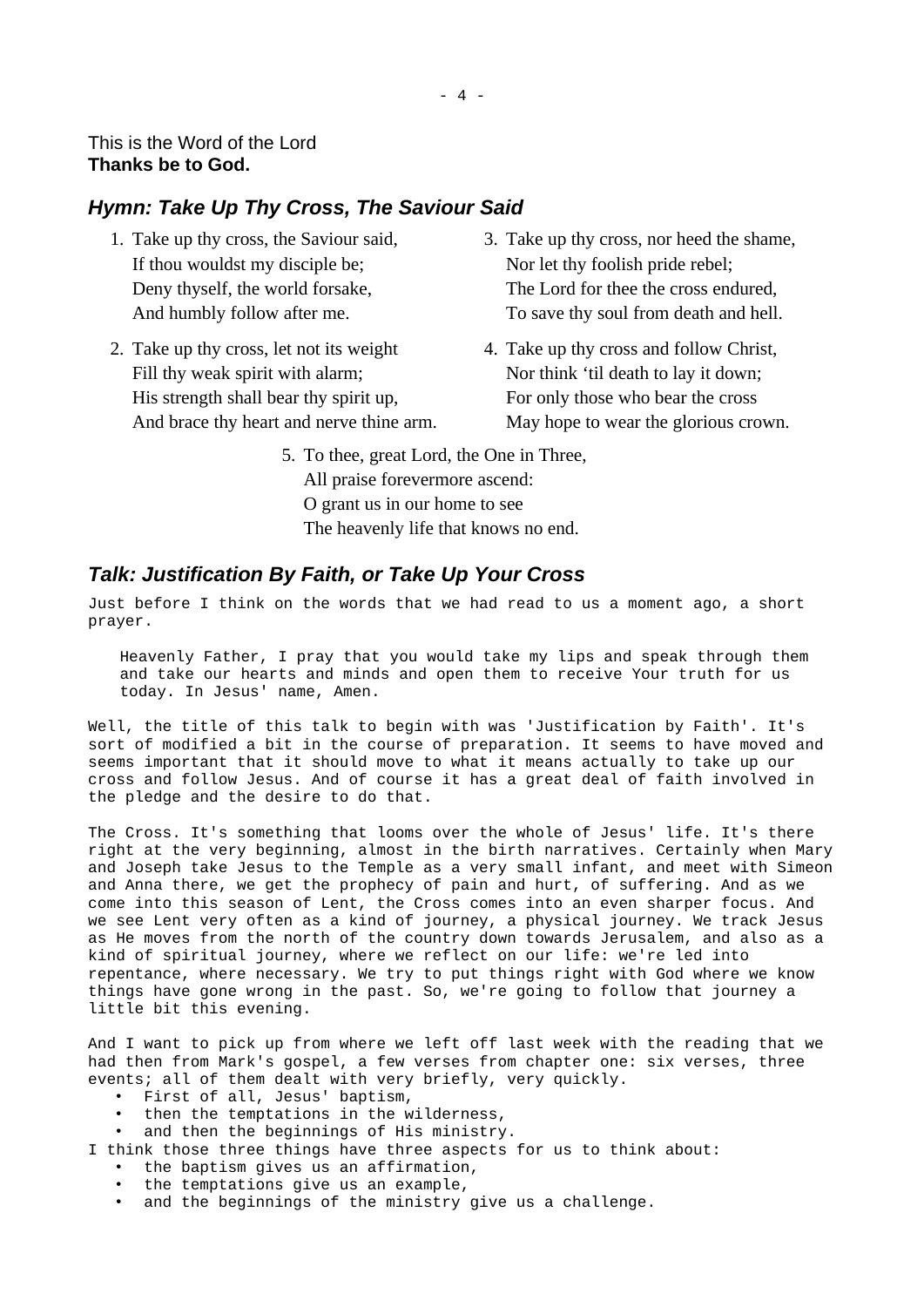This is the Word of the Lord
**Thanks be to God.**

## *Hymn: Take Up Thy Cross, The Saviour Said*

1. Take up thy cross, the Saviour said,
   If thou wouldst my disciple be;
   Deny thyself, the world forsake,
   And humbly follow after me.

2. Take up thy cross, let not its weight
   Fill thy weak spirit with alarm;
   His strength shall bear thy spirit up,
   And brace thy heart and nerve thine arm.

3. Take up thy cross, nor heed the shame,
   Nor let thy foolish pride rebel;
   The Lord for thee the cross endured,
   To save thy soul from death and hell.

4. Take up thy cross and follow Christ,
   Nor think 'til death to lay it down;
   For only those who bear the cross
   May hope to wear the glorious crown.

5. To thee, great Lord, the One in Three,
   All praise forevermore ascend:
   O grant us in our home to see
   The heavenly life that knows no end.

## *Talk: Justification By Faith, or Take Up Your Cross*

Just before I think on the words that we had read to us a moment ago, a short prayer.

> Heavenly Father, I pray that you would take my lips and speak through them and take our hearts and minds and open them to receive Your truth for us today. In Jesus' name, Amen.

Well, the title of this talk to begin with was 'Justification by Faith'. It's sort of modified a bit in the course of preparation. It seems to have moved and seems important that it should move to what it means actually to take up our cross and follow Jesus. And of course it has a great deal of faith involved in the pledge and the desire to do that.

The Cross. It's something that looms over the whole of Jesus' life. It's there right at the very beginning, almost in the birth narratives. Certainly when Mary and Joseph take Jesus to the Temple as a very small infant, and meet with Simeon and Anna there, we get the prophecy of pain and hurt, of suffering. And as we come into this season of Lent, the Cross comes into an even sharper focus. And we see Lent very often as a kind of journey, a physical journey. We track Jesus as He moves from the north of the country down towards Jerusalem, and also as a kind of spiritual journey, where we reflect on our life: we're led into repentance, where necessary. We try to put things right with God where we know things have gone wrong in the past. So, we're going to follow that journey a little bit this evening.

And I want to pick up from where we left off last week with the reading that we had then from Mark's gospel, a few verses from chapter one: six verses, three events; all of them dealt with very briefly, very quickly.

- First of all, Jesus' baptism,
- then the temptations in the wilderness,
- and then the beginnings of His ministry.

I think those three things have three aspects for us to think about:

- the baptism gives us an affirmation,
- the temptations give us an example,
- and the beginnings of the ministry give us a challenge.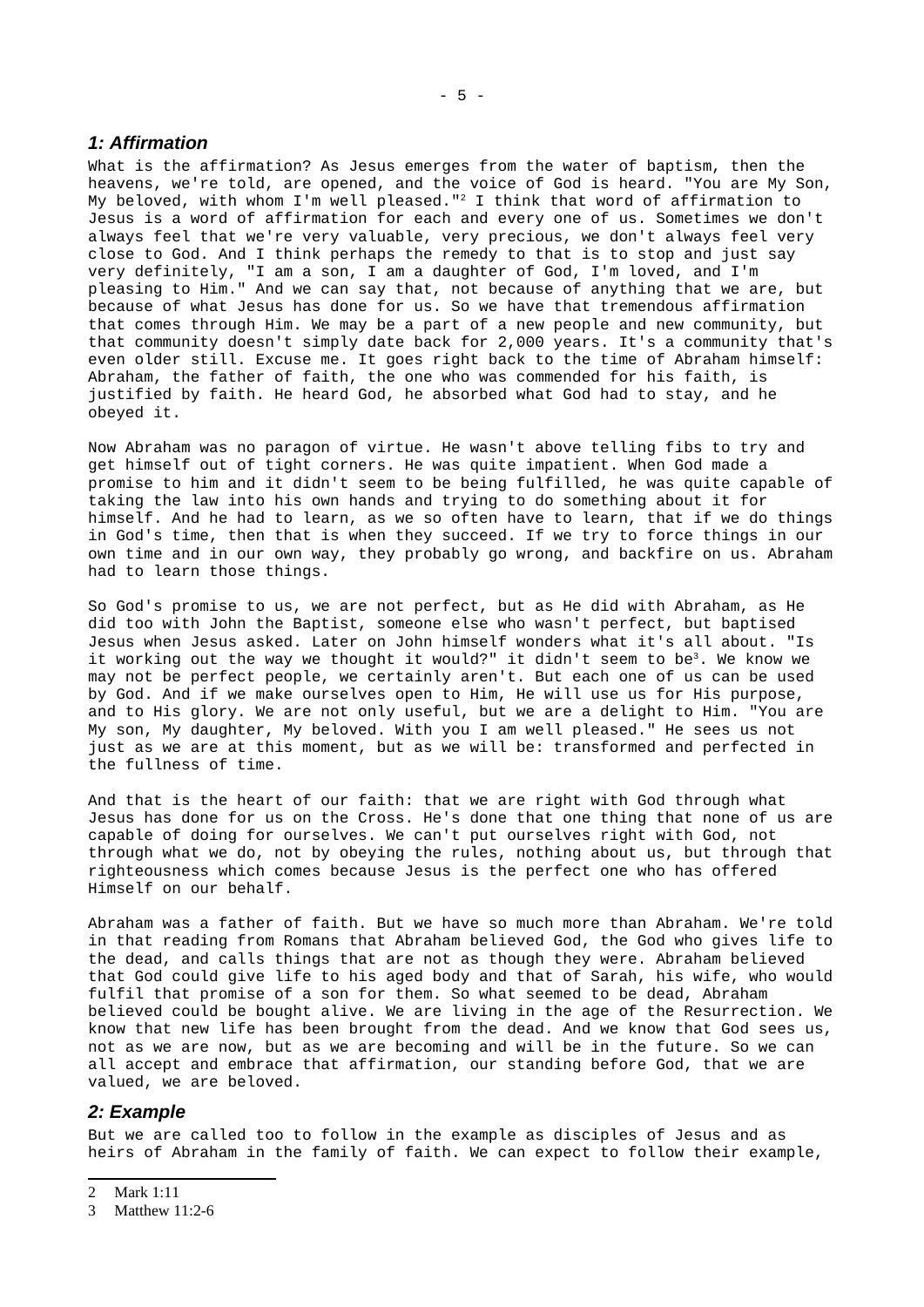### *1: Affirmation*

What is the affirmation? As Jesus emerges from the water of baptism, then the heavens, we're told, are opened, and the voice of God is heard. "You are My Son, My beloved, with whom I'm well pleased."[2] I think that word of affirmation to Jesus is a word of affirmation for each and every one of us. Sometimes we don't always feel that we're very valuable, very precious, we don't always feel very close to God. And I think perhaps the remedy to that is to stop and just say very definitely, "I am a son, I am a daughter of God, I'm loved, and I'm pleasing to Him." And we can say that, not because of anything that we are, but because of what Jesus has done for us. So we have that tremendous affirmation that comes through Him. We may be a part of a new people and new community, but that community doesn't simply date back for 2,000 years. It's a community that's even older still. Excuse me. It goes right back to the time of Abraham himself: Abraham, the father of faith, the one who was commended for his faith, is justified by faith. He heard God, he absorbed what God had to stay, and he obeyed it.

Now Abraham was no paragon of virtue. He wasn't above telling fibs to try and get himself out of tight corners. He was quite impatient. When God made a promise to him and it didn't seem to be being fulfilled, he was quite capable of taking the law into his own hands and trying to do something about it for himself. And he had to learn, as we so often have to learn, that if we do things in God's time, then that is when they succeed. If we try to force things in our own time and in our own way, they probably go wrong, and backfire on us. Abraham had to learn those things.

So God's promise to us, we are not perfect, but as He did with Abraham, as He did too with John the Baptist, someone else who wasn't perfect, but baptised Jesus when Jesus asked. Later on John himself wonders what it's all about. "Is it working out the way we thought it would?" it didn't seem to be[3]. We know we may not be perfect people, we certainly aren't. But each one of us can be used by God. And if we make ourselves open to Him, He will use us for His purpose, and to His glory. We are not only useful, but we are a delight to Him. "You are My son, My daughter, My beloved. With you I am well pleased." He sees us not just as we are at this moment, but as we will be: transformed and perfected in the fullness of time.

And that is the heart of our faith: that we are right with God through what Jesus has done for us on the Cross. He's done that one thing that none of us are capable of doing for ourselves. We can't put ourselves right with God, not through what we do, not by obeying the rules, nothing about us, but through that righteousness which comes because Jesus is the perfect one who has offered Himself on our behalf.

Abraham was a father of faith. But we have so much more than Abraham. We're told in that reading from Romans that Abraham believed God, the God who gives life to the dead, and calls things that are not as though they were. Abraham believed that God could give life to his aged body and that of Sarah, his wife, who would fulfil that promise of a son for them. So what seemed to be dead, Abraham believed could be bought alive. We are living in the age of the Resurrection. We know that new life has been brought from the dead. And we know that God sees us, not as we are now, but as we are becoming and will be in the future. So we can all accept and embrace that affirmation, our standing before God, that we are valued, we are beloved.

### *2: Example*

But we are called too to follow in the example as disciples of Jesus and as heirs of Abraham in the family of faith. We can expect to follow their example,

---

2 Mark 1:11

3 Matthew 11:2-6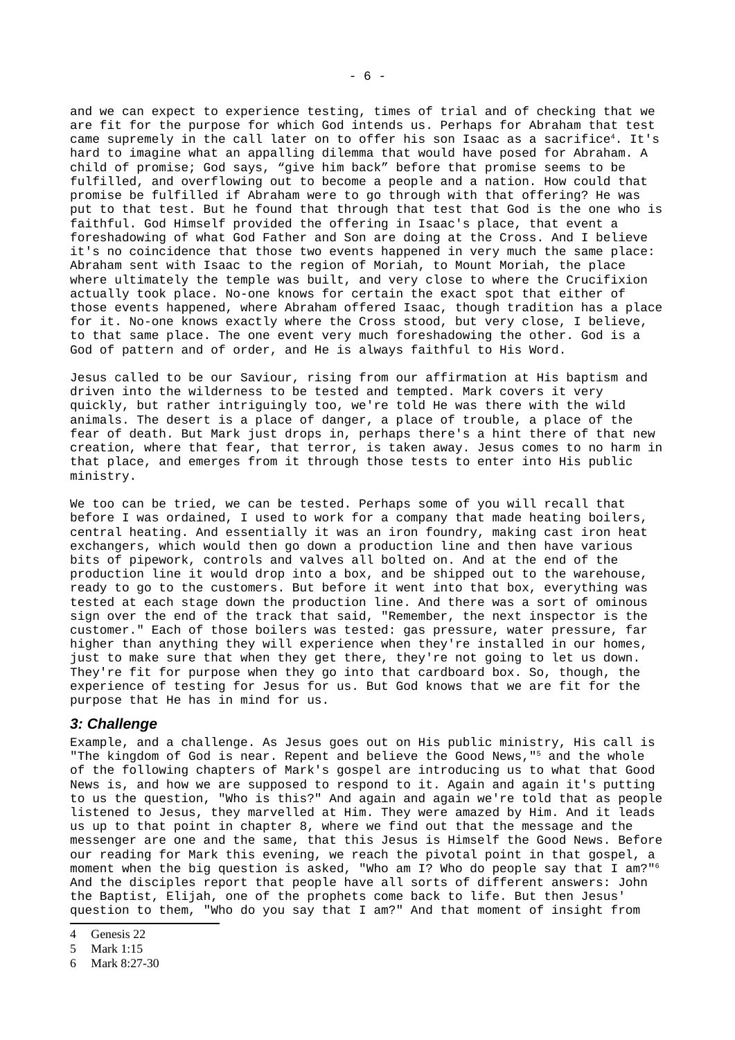and we can expect to experience testing, times of trial and of checking that we are fit for the purpose for which God intends us. Perhaps for Abraham that test came supremely in the call later on to offer his son Isaac as a sacrifice[4]. It's hard to imagine what an appalling dilemma that would have posed for Abraham. A child of promise; God says, "give him back" before that promise seems to be fulfilled, and overflowing out to become a people and a nation. How could that promise be fulfilled if Abraham were to go through with that offering? He was put to that test. But he found that through that test that God is the one who is faithful. God Himself provided the offering in Isaac's place, that event a foreshadowing of what God Father and Son are doing at the Cross. And I believe it's no coincidence that those two events happened in very much the same place: Abraham sent with Isaac to the region of Moriah, to Mount Moriah, the place where ultimately the temple was built, and very close to where the Crucifixion actually took place. No-one knows for certain the exact spot that either of those events happened, where Abraham offered Isaac, though tradition has a place for it. No-one knows exactly where the Cross stood, but very close, I believe, to that same place. The one event very much foreshadowing the other. God is a God of pattern and of order, and He is always faithful to His Word.

Jesus called to be our Saviour, rising from our affirmation at His baptism and driven into the wilderness to be tested and tempted. Mark covers it very quickly, but rather intriguingly too, we're told He was there with the wild animals. The desert is a place of danger, a place of trouble, a place of the fear of death. But Mark just drops in, perhaps there's a hint there of that new creation, where that fear, that terror, is taken away. Jesus comes to no harm in that place, and emerges from it through those tests to enter into His public ministry.

We too can be tried, we can be tested. Perhaps some of you will recall that before I was ordained, I used to work for a company that made heating boilers, central heating. And essentially it was an iron foundry, making cast iron heat exchangers, which would then go down a production line and then have various bits of pipework, controls and valves all bolted on. And at the end of the production line it would drop into a box, and be shipped out to the warehouse, ready to go to the customers. But before it went into that box, everything was tested at each stage down the production line. And there was a sort of ominous sign over the end of the track that said, "Remember, the next inspector is the customer." Each of those boilers was tested: gas pressure, water pressure, far higher than anything they will experience when they're installed in our homes, just to make sure that when they get there, they're not going to let us down. They're fit for purpose when they go into that cardboard box. So, though, the experience of testing for Jesus for us. But God knows that we are fit for the purpose that He has in mind for us.

### *3: Challenge*

Example, and a challenge. As Jesus goes out on His public ministry, His call is "The kingdom of God is near. Repent and believe the Good News,"[5] and the whole of the following chapters of Mark's gospel are introducing us to what that Good News is, and how we are supposed to respond to it. Again and again it's putting to us the question, "Who is this?" And again and again we're told that as people listened to Jesus, they marvelled at Him. They were amazed by Him. And it leads us up to that point in chapter 8, where we find out that the message and the messenger are one and the same, that this Jesus is Himself the Good News. Before our reading for Mark this evening, we reach the pivotal point in that gospel, a moment when the big question is asked, "Who am I? Who do people say that I am?"[6] And the disciples report that people have all sorts of different answers: John the Baptist, Elijah, one of the prophets come back to life. But then Jesus' question to them, "Who do you say that I am?" And that moment of insight from

---

4 Genesis 22
5 Mark 1:15
6 Mark 8:27-30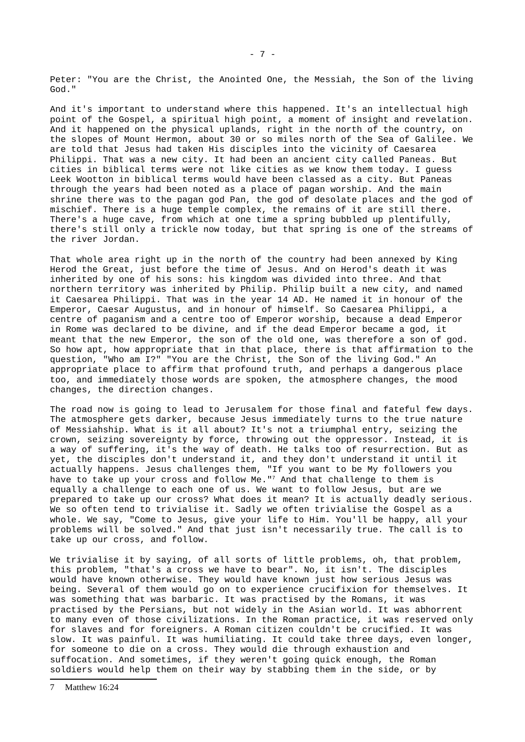Peter: "You are the Christ, the Anointed One, the Messiah, the Son of the living God."

And it's important to understand where this happened. It's an intellectual high point of the Gospel, a spiritual high point, a moment of insight and revelation. And it happened on the physical uplands, right in the north of the country, on the slopes of Mount Hermon, about 30 or so miles north of the Sea of Galilee. We are told that Jesus had taken His disciples into the vicinity of Caesarea Philippi. That was a new city. It had been an ancient city called Paneas. But cities in biblical terms were not like cities as we know them today. I guess Leek Wootton in biblical terms would have been classed as a city. But Paneas through the years had been noted as a place of pagan worship. And the main shrine there was to the pagan god Pan, the god of desolate places and the god of mischief. There is a huge temple complex, the remains of it are still there. There's a huge cave, from which at one time a spring bubbled up plentifully, there's still only a trickle now today, but that spring is one of the streams of the river Jordan.

That whole area right up in the north of the country had been annexed by King Herod the Great, just before the time of Jesus. And on Herod's death it was inherited by one of his sons: his kingdom was divided into three. And that northern territory was inherited by Philip. Philip built a new city, and named it Caesarea Philippi. That was in the year 14 AD. He named it in honour of the Emperor, Caesar Augustus, and in honour of himself. So Caesarea Philippi, a centre of paganism and a centre too of Emperor worship, because a dead Emperor in Rome was declared to be divine, and if the dead Emperor became a god, it meant that the new Emperor, the son of the old one, was therefore a son of god. So how apt, how appropriate that in that place, there is that affirmation to the question, "Who am I?" "You are the Christ, the Son of the living God." An appropriate place to affirm that profound truth, and perhaps a dangerous place too, and immediately those words are spoken, the atmosphere changes, the mood changes, the direction changes.

The road now is going to lead to Jerusalem for those final and fateful few days. The atmosphere gets darker, because Jesus immediately turns to the true nature of Messiahship. What is it all about? It's not a triumphal entry, seizing the crown, seizing sovereignty by force, throwing out the oppressor. Instead, it is a way of suffering, it's the way of death. He talks too of resurrection. But as yet, the disciples don't understand it, and they don't understand it until it actually happens. Jesus challenges them, "If you want to be My followers you have to take up your cross and follow Me."[7] And that challenge to them is equally a challenge to each one of us. We want to follow Jesus, but are we prepared to take up our cross? What does it mean? It is actually deadly serious. We so often tend to trivialise it. Sadly we often trivialise the Gospel as a whole. We say, "Come to Jesus, give your life to Him. You'll be happy, all your problems will be solved." And that just isn't necessarily true. The call is to take up our cross, and follow.

We trivialise it by saying, of all sorts of little problems, oh, that problem, this problem, "that's a cross we have to bear". No, it isn't. The disciples would have known otherwise. They would have known just how serious Jesus was being. Several of them would go on to experience crucifixion for themselves. It was something that was barbaric. It was practised by the Romans, it was practised by the Persians, but not widely in the Asian world. It was abhorrent to many even of those civilizations. In the Roman practice, it was reserved only for slaves and for foreigners. A Roman citizen couldn't be crucified. It was slow. It was painful. It was humiliating. It could take three days, even longer, for someone to die on a cross. They would die through exhaustion and suffocation. And sometimes, if they weren't going quick enough, the Roman soldiers would help them on their way by stabbing them in the side, or by

---

7 Matthew 16:24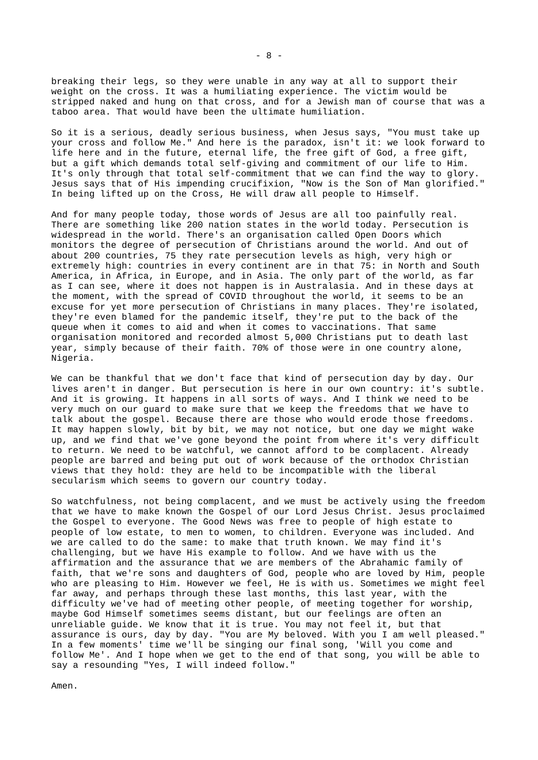breaking their legs, so they were unable in any way at all to support their weight on the cross. It was a humiliating experience. The victim would be stripped naked and hung on that cross, and for a Jewish man of course that was a taboo area. That would have been the ultimate humiliation.

So it is a serious, deadly serious business, when Jesus says, "You must take up your cross and follow Me." And here is the paradox, isn't it: we look forward to life here and in the future, eternal life, the free gift of God, a free gift, but a gift which demands total self-giving and commitment of our life to Him. It's only through that total self-commitment that we can find the way to glory. Jesus says that of His impending crucifixion, "Now is the Son of Man glorified." In being lifted up on the Cross, He will draw all people to Himself.

And for many people today, those words of Jesus are all too painfully real. There are something like 200 nation states in the world today. Persecution is widespread in the world. There's an organisation called Open Doors which monitors the degree of persecution of Christians around the world. And out of about 200 countries, 75 they rate persecution levels as high, very high or extremely high: countries in every continent are in that 75: in North and South America, in Africa, in Europe, and in Asia. The only part of the world, as far as I can see, where it does not happen is in Australasia. And in these days at the moment, with the spread of COVID throughout the world, it seems to be an excuse for yet more persecution of Christians in many places. They're isolated, they're even blamed for the pandemic itself, they're put to the back of the queue when it comes to aid and when it comes to vaccinations. That same organisation monitored and recorded almost 5,000 Christians put to death last year, simply because of their faith. 70% of those were in one country alone, Nigeria.

We can be thankful that we don't face that kind of persecution day by day. Our lives aren't in danger. But persecution is here in our own country: it's subtle. And it is growing. It happens in all sorts of ways. And I think we need to be very much on our guard to make sure that we keep the freedoms that we have to talk about the gospel. Because there are those who would erode those freedoms. It may happen slowly, bit by bit, we may not notice, but one day we might wake up, and we find that we've gone beyond the point from where it's very difficult to return. We need to be watchful, we cannot afford to be complacent. Already people are barred and being put out of work because of the orthodox Christian views that they hold: they are held to be incompatible with the liberal secularism which seems to govern our country today.

So watchfulness, not being complacent, and we must be actively using the freedom that we have to make known the Gospel of our Lord Jesus Christ. Jesus proclaimed the Gospel to everyone. The Good News was free to people of high estate to people of low estate, to men to women, to children. Everyone was included. And we are called to do the same: to make that truth known. We may find it's challenging, but we have His example to follow. And we have with us the affirmation and the assurance that we are members of the Abrahamic family of faith, that we're sons and daughters of God, people who are loved by Him, people who are pleasing to Him. However we feel, He is with us. Sometimes we might feel far away, and perhaps through these last months, this last year, with the difficulty we've had of meeting other people, of meeting together for worship, maybe God Himself sometimes seems distant, but our feelings are often an unreliable guide. We know that it is true. You may not feel it, but that assurance is ours, day by day. "You are My beloved. With you I am well pleased." In a few moments' time we'll be singing our final song, 'Will you come and follow Me'. And I hope when we get to the end of that song, you will be able to say a resounding "Yes, I will indeed follow."

Amen.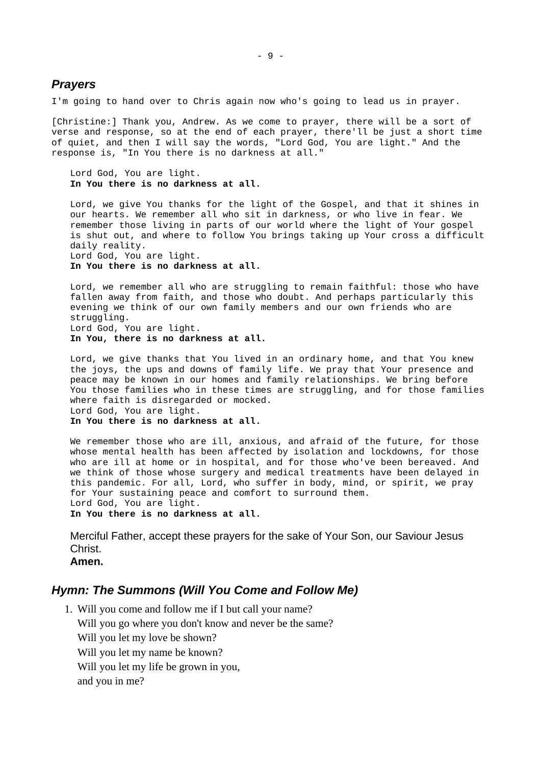## *Prayers*

I'm going to hand over to Chris again now who's going to lead us in prayer.

[Christine:] Thank you, Andrew. As we come to prayer, there will be a sort of verse and response, so at the end of each prayer, there'll be just a short time of quiet, and then I will say the words, "Lord God, You are light." And the response is, "In You there is no darkness at all."

> Lord God, You are light.
> **In You there is no darkness at all.**
>
> Lord, we give You thanks for the light of the Gospel, and that it shines in our hearts. We remember all who sit in darkness, or who live in fear. We remember those living in parts of our world where the light of Your gospel is shut out, and where to follow You brings taking up Your cross a difficult daily reality.
> Lord God, You are light.
> **In You there is no darkness at all.**
>
> Lord, we remember all who are struggling to remain faithful: those who have fallen away from faith, and those who doubt. And perhaps particularly this evening we think of our own family members and our own friends who are struggling.
> Lord God, You are light.
> **In You, there is no darkness at all.**
>
> Lord, we give thanks that You lived in an ordinary home, and that You knew the joys, the ups and downs of family life. We pray that Your presence and peace may be known in our homes and family relationships. We bring before You those families who in these times are struggling, and for those families where faith is disregarded or mocked.
> Lord God, You are light.
> **In You there is no darkness at all.**
>
> We remember those who are ill, anxious, and afraid of the future, for those whose mental health has been affected by isolation and lockdowns, for those who are ill at home or in hospital, and for those who've been bereaved. And we think of those whose surgery and medical treatments have been delayed in this pandemic. For all, Lord, who suffer in body, mind, or spirit, we pray for Your sustaining peace and comfort to surround them.
> Lord God, You are light.
> **In You there is no darkness at all.**
>
> Merciful Father, accept these prayers for the sake of Your Son, our Saviour Jesus Christ.
> **Amen.**

## *Hymn: The Summons (Will You Come and Follow Me)*

1. Will you come and follow me if I but call your name?
   Will you go where you don't know and never be the same?
   Will you let my love be shown?
   Will you let my name be known?
   Will you let my life be grown in you,
   and you in me?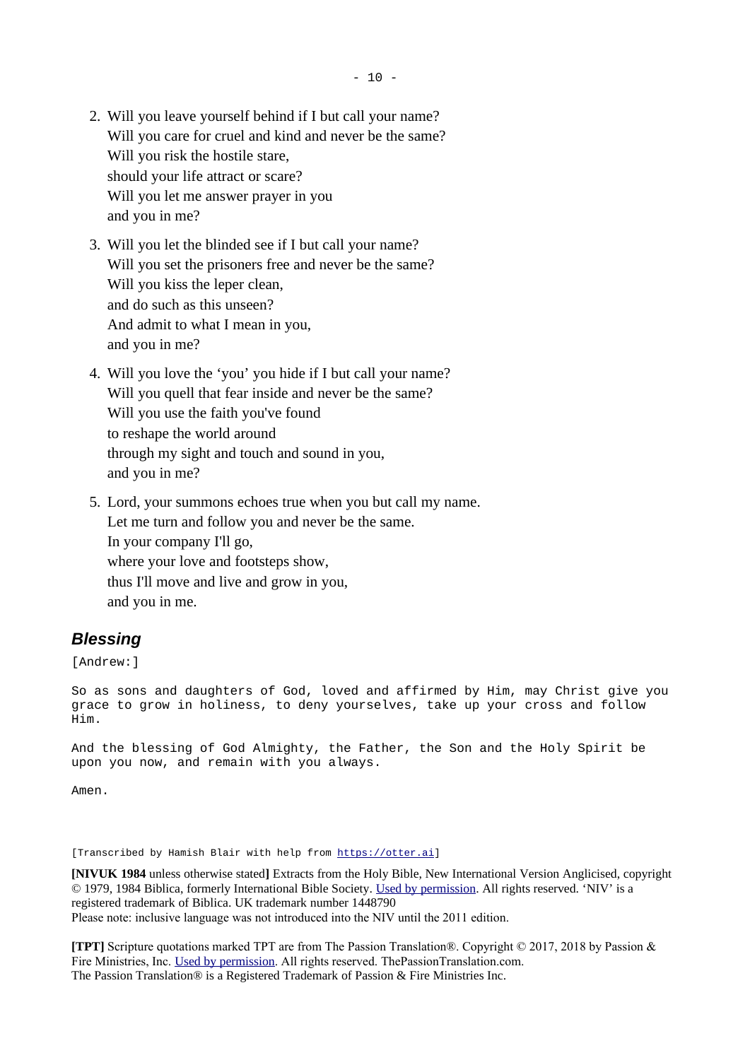2. Will you leave yourself behind if I but call your name?  
   Will you care for cruel and kind and never be the same?  
   Will you risk the hostile stare,  
   should your life attract or scare?  
   Will you let me answer prayer in you  
   and you in me?

3. Will you let the blinded see if I but call your name?  
   Will you set the prisoners free and never be the same?  
   Will you kiss the leper clean,  
   and do such as this unseen?  
   And admit to what I mean in you,  
   and you in me?

4. Will you love the 'you' you hide if I but call your name?  
   Will you quell that fear inside and never be the same?  
   Will you use the faith you've found  
   to reshape the world around  
   through my sight and touch and sound in you,  
   and you in me?

5. Lord, your summons echoes true when you but call my name.  
   Let me turn and follow you and never be the same.  
   In your company I'll go,  
   where your love and footsteps show,  
   thus I'll move and live and grow in you,  
   and you in me.

## *Blessing*

[Andrew:]

So as sons and daughters of God, loved and affirmed by Him, may Christ give you grace to grow in holiness, to deny yourselves, take up your cross and follow Him.

And the blessing of God Almighty, the Father, the Son and the Holy Spirit be upon you now, and remain with you always.

Amen.

[Transcribed by Hamish Blair with help from https://otter.ai]

**[NIVUK 1984** unless otherwise stated**]** Extracts from the Holy Bible, New International Version Anglicised, copyright © 1979, 1984 Biblica, formerly International Bible Society. Used by permission. All rights reserved. 'NIV' is a registered trademark of Biblica. UK trademark number 1448790  
Please note: inclusive language was not introduced into the NIV until the 2011 edition.

**[TPT]** Scripture quotations marked TPT are from The Passion Translation®. Copyright © 2017, 2018 by Passion & Fire Ministries, Inc. Used by permission. All rights reserved. ThePassionTranslation.com.  
The Passion Translation® is a Registered Trademark of Passion & Fire Ministries Inc.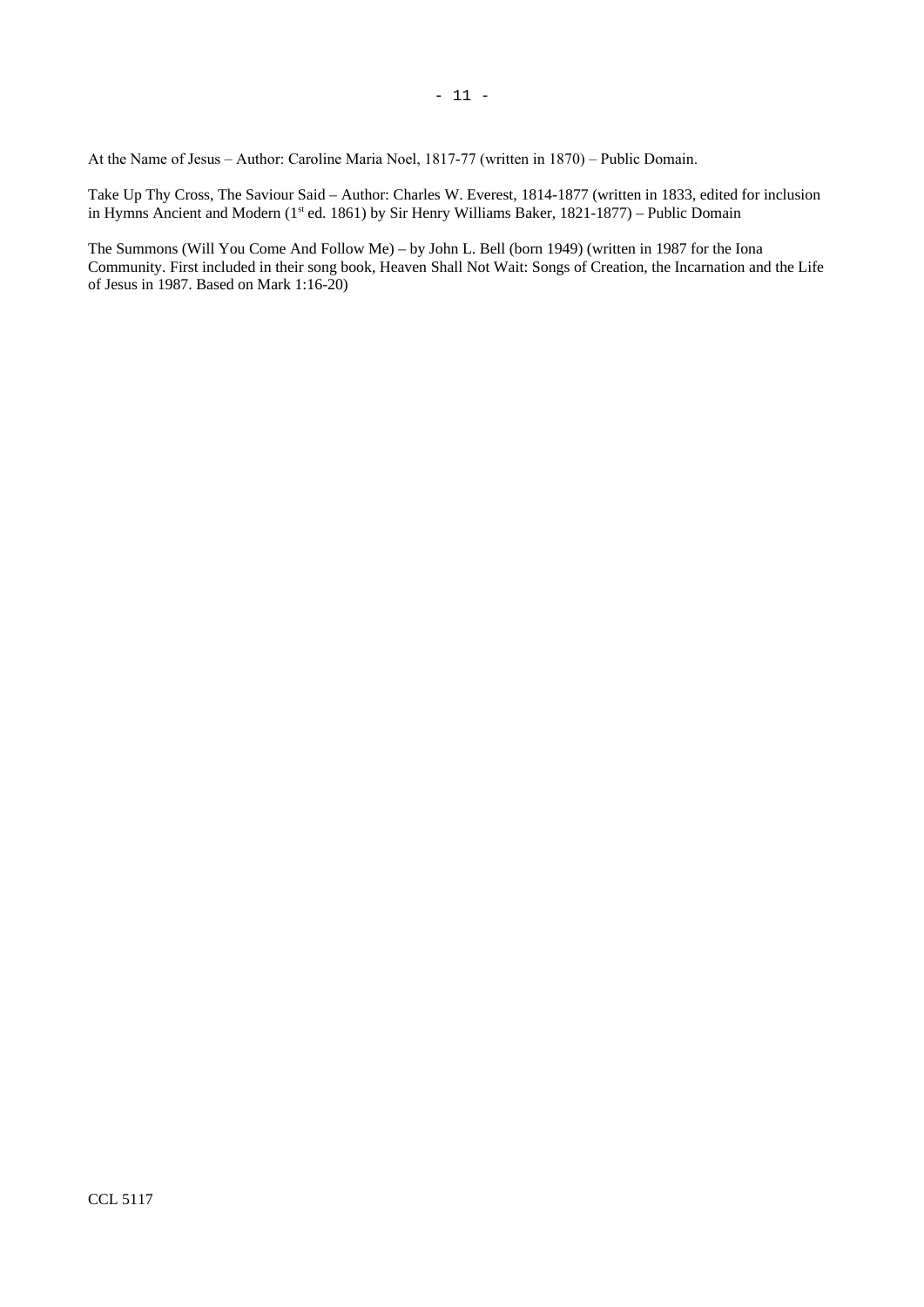At the Name of Jesus – Author: Caroline Maria Noel, 1817-77 (written in 1870) – Public Domain.

Take Up Thy Cross, The Saviour Said – Author: Charles W. Everest, 1814-1877 (written in 1833, edited for inclusion in Hymns Ancient and Modern (1st ed. 1861) by Sir Henry Williams Baker, 1821-1877) – Public Domain

The Summons (Will You Come And Follow Me) – by John L. Bell (born 1949) (written in 1987 for the Iona Community. First included in their song book, Heaven Shall Not Wait: Songs of Creation, the Incarnation and the Life of Jesus in 1987. Based on Mark 1:16-20)

CCL 5117